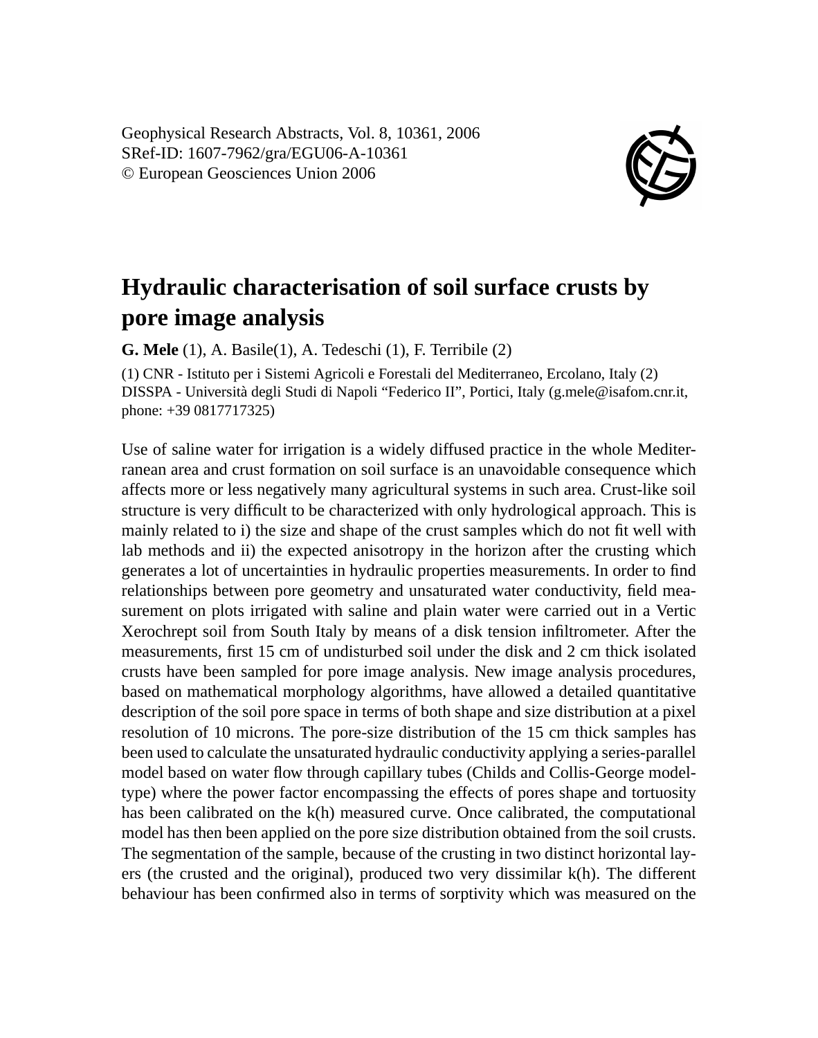Geophysical Research Abstracts, Vol. 8, 10361, 2006
SRef-ID: 1607-7962/gra/EGU06-A-10361
© European Geosciences Union 2006

# Hydraulic characterisation of soil surface crusts by pore image analysis

**G. Mele** (1), A. Basile(1), A. Tedeschi (1), F. Terribile (2)

(1) CNR - Istituto per i Sistemi Agricoli e Forestali del Mediterraneo, Ercolano, Italy (2) DISSPA - Università degli Studi di Napoli "Federico II", Portici, Italy (g.mele@isafom.cnr.it, phone: +39 0817717325)

Use of saline water for irrigation is a widely diffused practice in the whole Mediterranean area and crust formation on soil surface is an unavoidable consequence which affects more or less negatively many agricultural systems in such area. Crust-like soil structure is very difficult to be characterized with only hydrological approach. This is mainly related to i) the size and shape of the crust samples which do not fit well with lab methods and ii) the expected anisotropy in the horizon after the crusting which generates a lot of uncertainties in hydraulic properties measurements. In order to find relationships between pore geometry and unsaturated water conductivity, field measurement on plots irrigated with saline and plain water were carried out in a Vertic Xerochrept soil from South Italy by means of a disk tension infiltrometer. After the measurements, first 15 cm of undisturbed soil under the disk and 2 cm thick isolated crusts have been sampled for pore image analysis. New image analysis procedures, based on mathematical morphology algorithms, have allowed a detailed quantitative description of the soil pore space in terms of both shape and size distribution at a pixel resolution of 10 microns. The pore-size distribution of the 15 cm thick samples has been used to calculate the unsaturated hydraulic conductivity applying a series-parallel model based on water flow through capillary tubes (Childs and Collis-George model-type) where the power factor encompassing the effects of pores shape and tortuosity has been calibrated on the k(h) measured curve. Once calibrated, the computational model has then been applied on the pore size distribution obtained from the soil crusts. The segmentation of the sample, because of the crusting in two distinct horizontal layers (the crusted and the original), produced two very dissimilar k(h). The different behaviour has been confirmed also in terms of sorptivity which was measured on the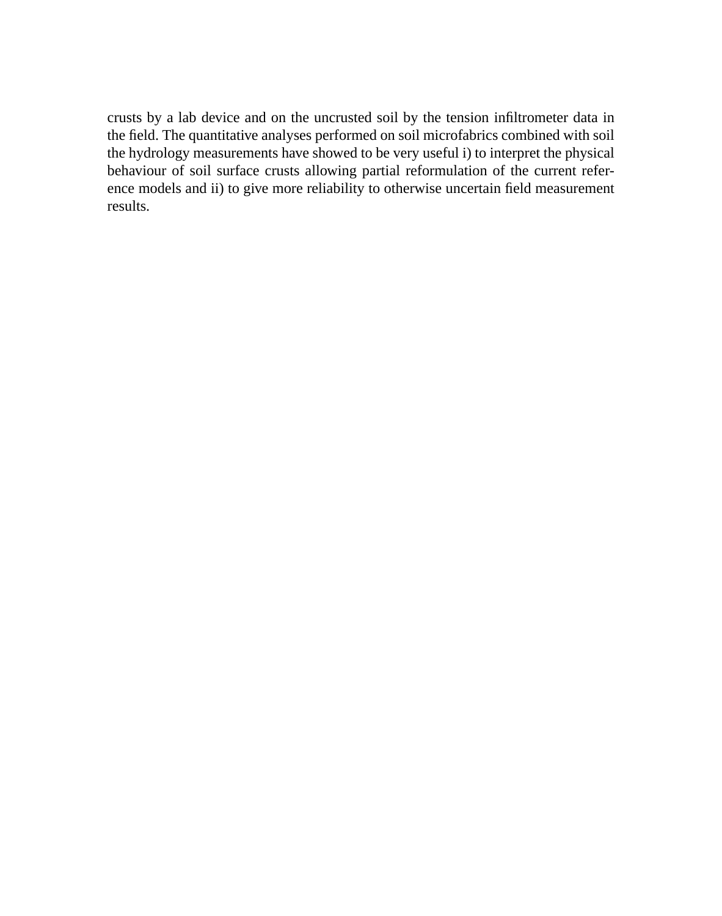crusts by a lab device and on the uncrusted soil by the tension infiltrometer data in the field. The quantitative analyses performed on soil microfabrics combined with soil the hydrology measurements have showed to be very useful i) to interpret the physical behaviour of soil surface crusts allowing partial reformulation of the current reference models and ii) to give more reliability to otherwise uncertain field measurement results.